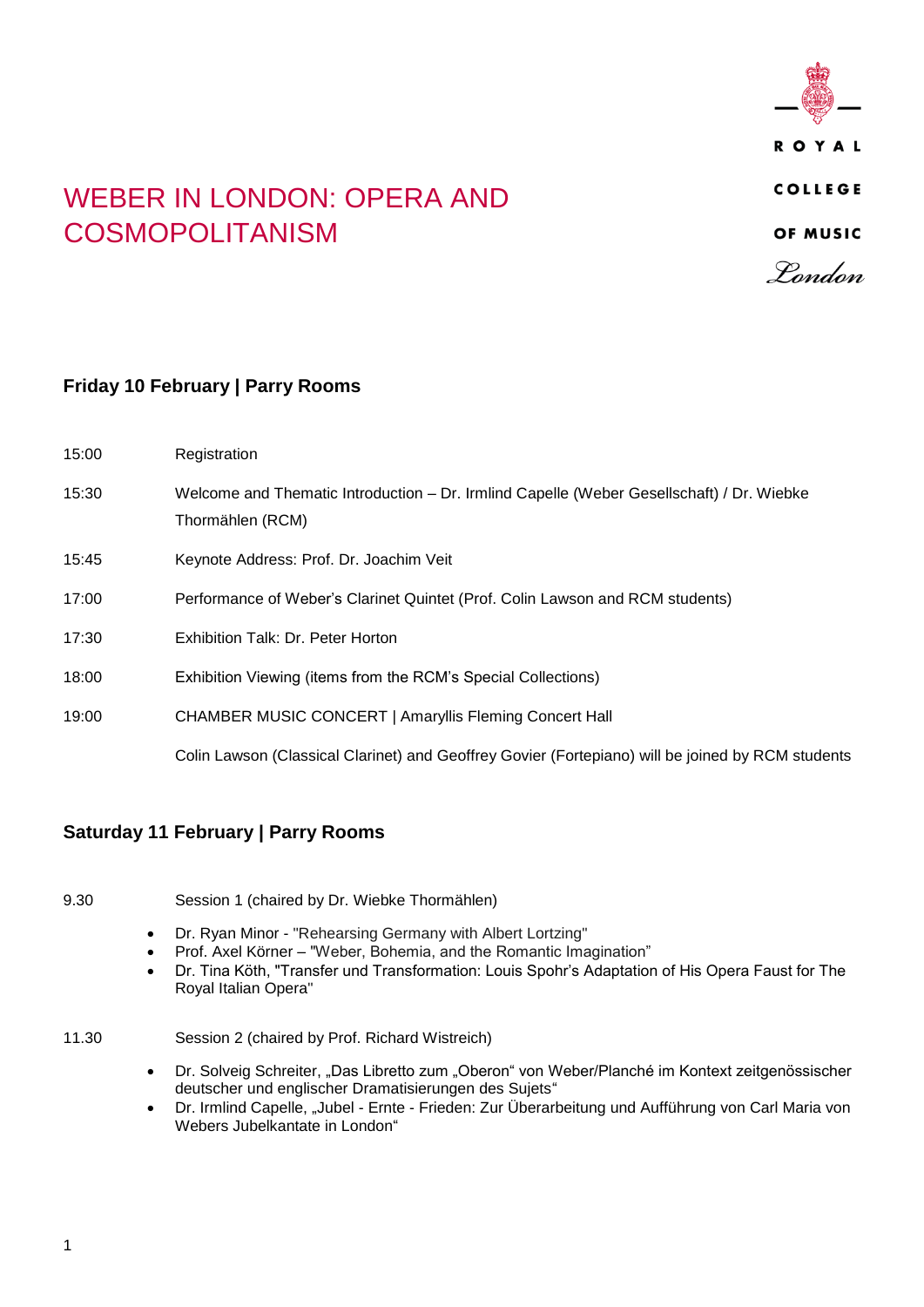# WEBER IN LONDON: OPERA AND COSMOPOLITANISM

ROYAL COLLEGE OF MUSIC London

## Friday 10 February | Parry Rooms

| | |
|---|---|
| 15:00 | Registration |
| 15:30 | Welcome and Thematic Introduction – Dr. Irmlind Capelle (Weber Gesellschaft) / Dr. Wiebke Thormählen (RCM) |
| 15:45 | Keynote Address: Prof. Dr. Joachim Veit |
| 17:00 | Performance of Weber's Clarinet Quintet (Prof. Colin Lawson and RCM students) |
| 17:30 | Exhibition Talk: Dr. Peter Horton |
| 18:00 | Exhibition Viewing (items from the RCM's Special Collections) |
| 19:00 | CHAMBER MUSIC CONCERT \| Amaryllis Fleming Concert Hall |
| | Colin Lawson (Classical Clarinet) and Geoffrey Govier (Fortepiano) will be joined by RCM students |

## Saturday 11 February | Parry Rooms

9.30 Session 1 (chaired by Dr. Wiebke Thormählen)

- Dr. Ryan Minor - "Rehearsing Germany with Albert Lortzing"
- Prof. Axel Körner – "Weber, Bohemia, and the Romantic Imagination"
- Dr. Tina Köth, "Transfer und Transformation: Louis Spohr's Adaptation of His Opera Faust for The Royal Italian Opera"

11.30 Session 2 (chaired by Prof. Richard Wistreich)

- Dr. Solveig Schreiter, „Das Libretto zum „Oberon" von Weber/Planché im Kontext zeitgenössischer deutscher und englischer Dramatisierungen des Sujets"
- Dr. Irmlind Capelle, „Jubel - Ernte - Frieden: Zur Überarbeitung und Aufführung von Carl Maria von Webers Jubelkantate in London"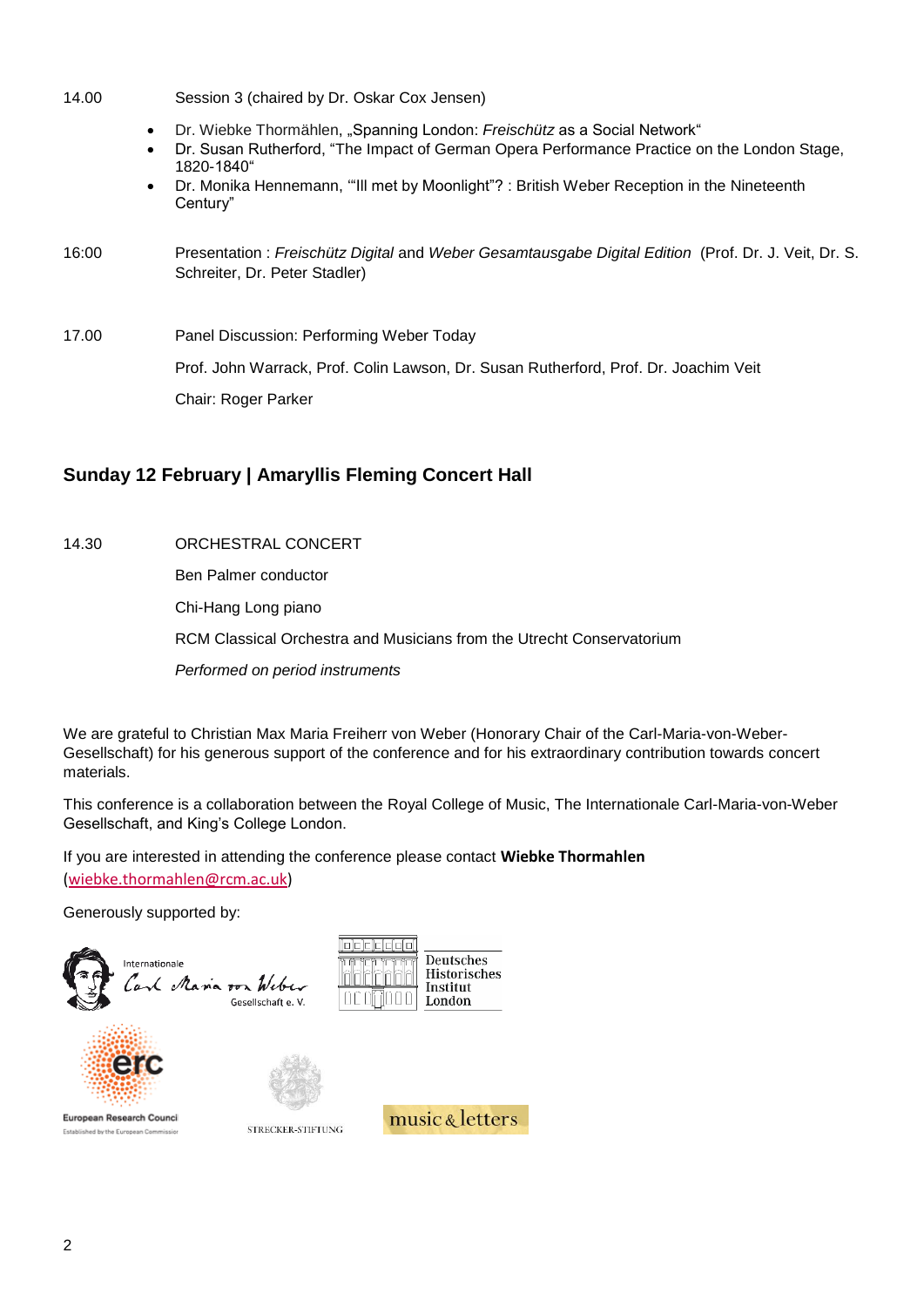14.00 Session 3 (chaired by Dr. Oskar Cox Jensen)

- Dr. Wiebke Thormählen, „Spanning London: *Freischütz* as a Social Network"
- Dr. Susan Rutherford, "The Impact of German Opera Performance Practice on the London Stage, 1820-1840"
- Dr. Monika Hennemann, "'Ill met by Moonlight"? : British Weber Reception in the Nineteenth Century"

16:00 Presentation : *Freischütz Digital* and *Weber Gesamtausgabe Digital Edition* (Prof. Dr. J. Veit, Dr. S. Schreiter, Dr. Peter Stadler)

17.00 Panel Discussion: Performing Weber Today

Prof. John Warrack, Prof. Colin Lawson, Dr. Susan Rutherford, Prof. Dr. Joachim Veit

Chair: Roger Parker

## Sunday 12 February | Amaryllis Fleming Concert Hall

14.30 ORCHESTRAL CONCERT

Ben Palmer conductor

Chi-Hang Long piano

RCM Classical Orchestra and Musicians from the Utrecht Conservatorium

*Performed on period instruments*

We are grateful to Christian Max Maria Freiherr von Weber (Honorary Chair of the Carl-Maria-von-Weber-Gesellschaft) for his generous support of the conference and for his extraordinary contribution towards concert materials.

This conference is a collaboration between the Royal College of Music, The Internationale Carl-Maria-von-Weber Gesellschaft, and King's College London.

If you are interested in attending the conference please contact **Wiebke Thormahlen** (wiebke.thormahlen@rcm.ac.uk)

Generously supported by:

Internationale Carl Maria von Weber Gesellschaft e. V.

Deutsches Historisches Institut London

erc European Research Council Established by the European Commission

STRECKER-STIFTUNG

music & letters